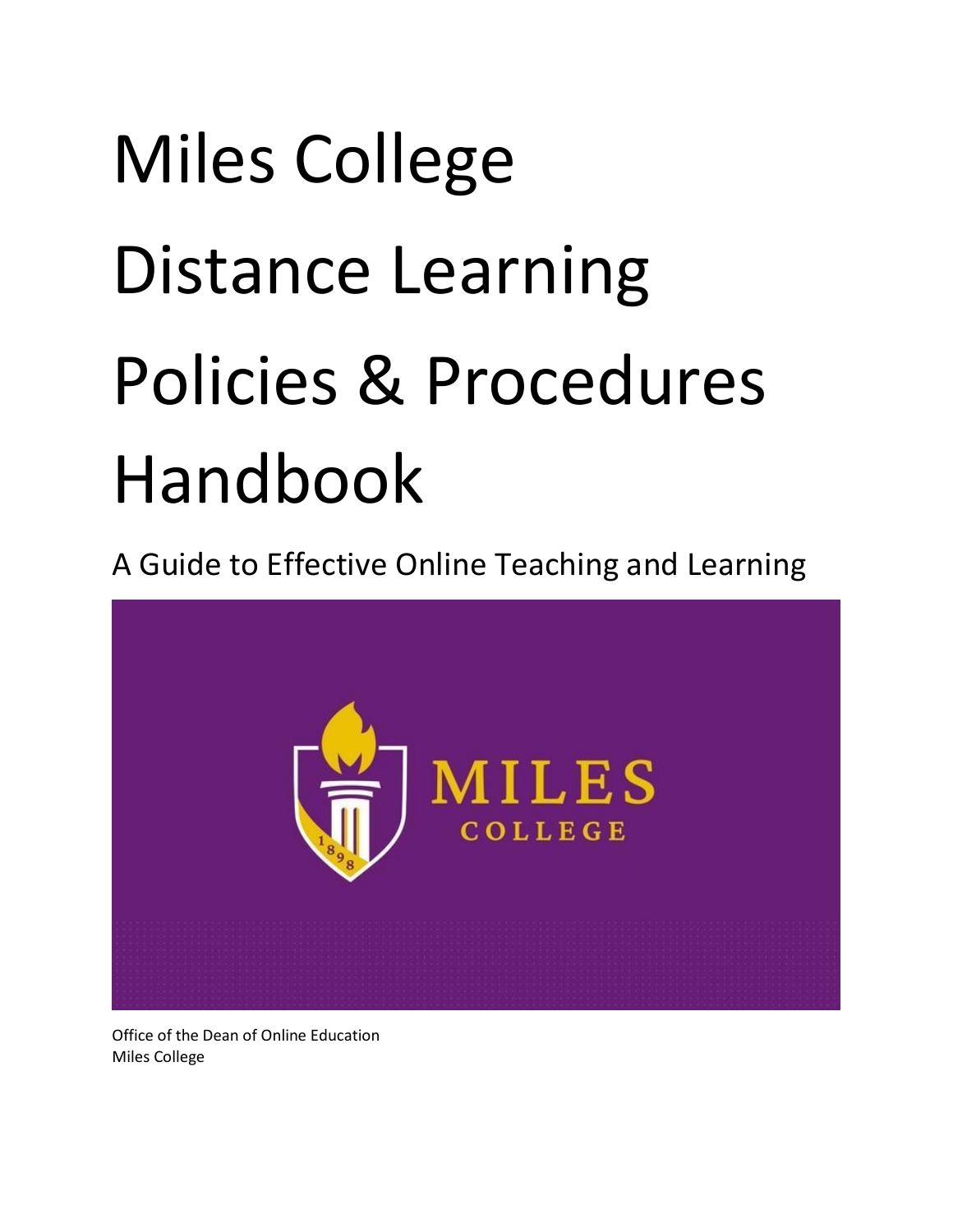# Miles College Distance Learning Policies & Procedures Handbook

A Guide to Effective Online Teaching and Learning

Office of the Dean of Online Education
Miles College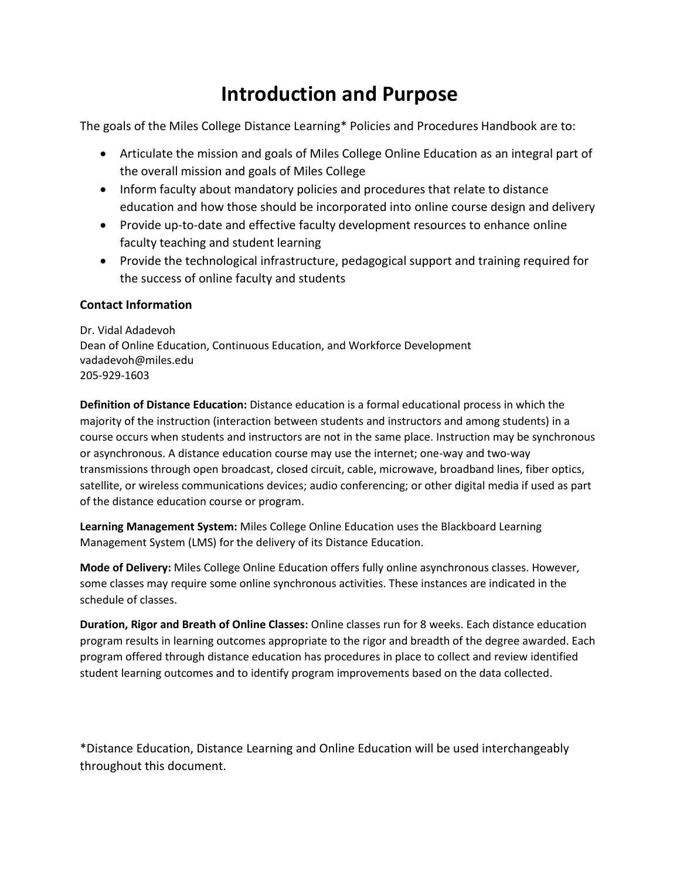# Introduction and Purpose

The goals of the Miles College Distance Learning* Policies and Procedures Handbook are to:

- Articulate the mission and goals of Miles College Online Education as an integral part of the overall mission and goals of Miles College
- Inform faculty about mandatory policies and procedures that relate to distance education and how those should be incorporated into online course design and delivery
- Provide up-to-date and effective faculty development resources to enhance online faculty teaching and student learning
- Provide the technological infrastructure, pedagogical support and training required for the success of online faculty and students

### Contact Information

Dr. Vidal Adadevoh  
Dean of Online Education, Continuous Education, and Workforce Development  
vadadevoh@miles.edu  
205-929-1603

**Definition of Distance Education:** Distance education is a formal educational process in which the majority of the instruction (interaction between students and instructors and among students) in a course occurs when students and instructors are not in the same place. Instruction may be synchronous or asynchronous. A distance education course may use the internet; one-way and two-way transmissions through open broadcast, closed circuit, cable, microwave, broadband lines, fiber optics, satellite, or wireless communications devices; audio conferencing; or other digital media if used as part of the distance education course or program.

**Learning Management System:** Miles College Online Education uses the Blackboard Learning Management System (LMS) for the delivery of its Distance Education.

**Mode of Delivery:** Miles College Online Education offers fully online asynchronous classes. However, some classes may require some online synchronous activities. These instances are indicated in the schedule of classes.

**Duration, Rigor and Breath of Online Classes:** Online classes run for 8 weeks. Each distance education program results in learning outcomes appropriate to the rigor and breadth of the degree awarded. Each program offered through distance education has procedures in place to collect and review identified student learning outcomes and to identify program improvements based on the data collected.

*Distance Education, Distance Learning and Online Education will be used interchangeably throughout this document.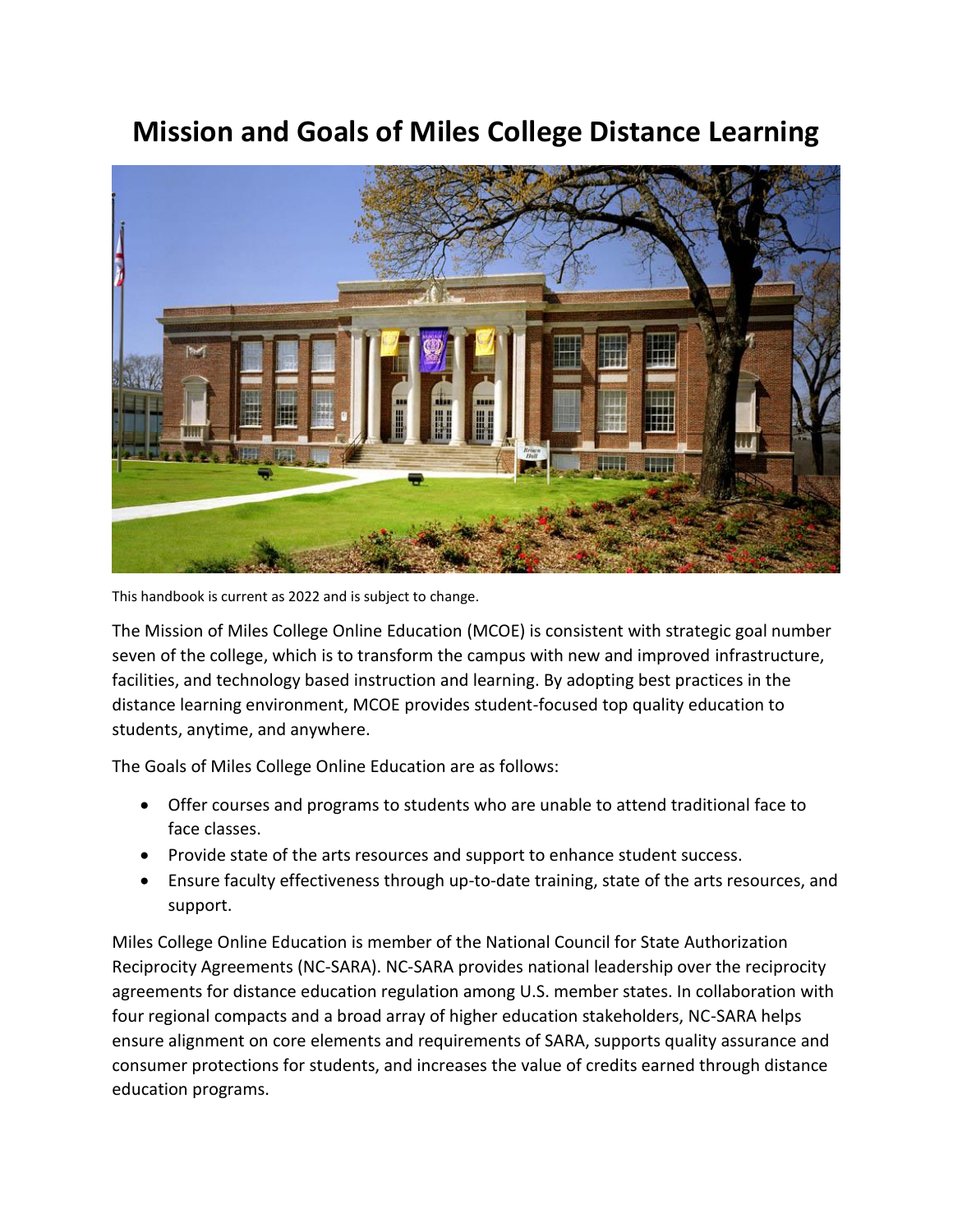# Mission and Goals of Miles College Distance Learning

This handbook is current as 2022 and is subject to change.

The Mission of Miles College Online Education (MCOE) is consistent with strategic goal number seven of the college, which is to transform the campus with new and improved infrastructure, facilities, and technology based instruction and learning. By adopting best practices in the distance learning environment, MCOE provides student-focused top quality education to students, anytime, and anywhere.

The Goals of Miles College Online Education are as follows:

- Offer courses and programs to students who are unable to attend traditional face to face classes.
- Provide state of the arts resources and support to enhance student success.
- Ensure faculty effectiveness through up-to-date training, state of the arts resources, and support.

Miles College Online Education is member of the National Council for State Authorization Reciprocity Agreements (NC-SARA). NC-SARA provides national leadership over the reciprocity agreements for distance education regulation among U.S. member states. In collaboration with four regional compacts and a broad array of higher education stakeholders, NC-SARA helps ensure alignment on core elements and requirements of SARA, supports quality assurance and consumer protections for students, and increases the value of credits earned through distance education programs.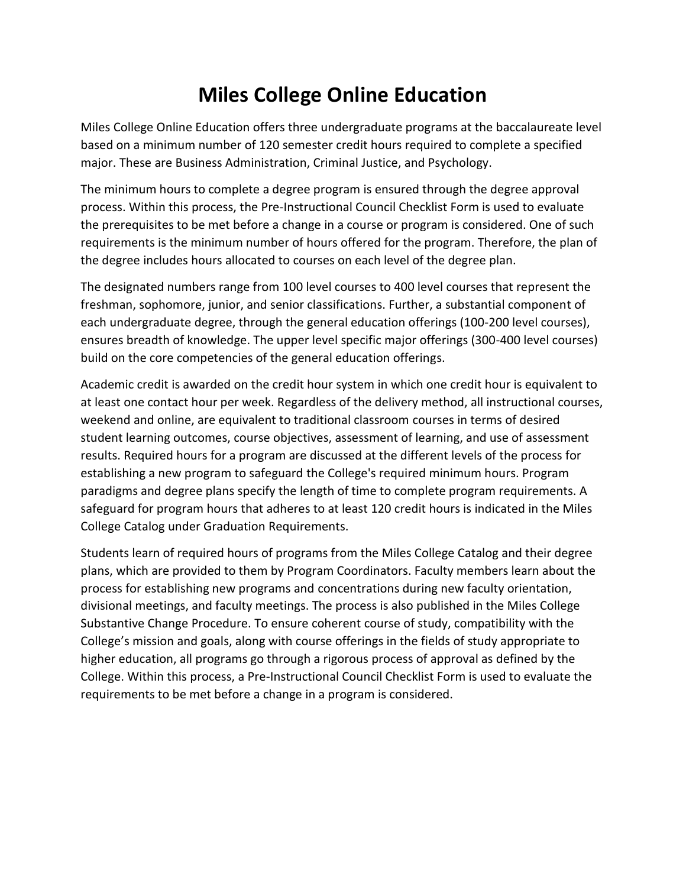# Miles College Online Education

Miles College Online Education offers three undergraduate programs at the baccalaureate level based on a minimum number of 120 semester credit hours required to complete a specified major. These are Business Administration, Criminal Justice, and Psychology.

The minimum hours to complete a degree program is ensured through the degree approval process. Within this process, the Pre-Instructional Council Checklist Form is used to evaluate the prerequisites to be met before a change in a course or program is considered. One of such requirements is the minimum number of hours offered for the program. Therefore, the plan of the degree includes hours allocated to courses on each level of the degree plan.

The designated numbers range from 100 level courses to 400 level courses that represent the freshman, sophomore, junior, and senior classifications. Further, a substantial component of each undergraduate degree, through the general education offerings (100-200 level courses), ensures breadth of knowledge. The upper level specific major offerings (300-400 level courses) build on the core competencies of the general education offerings.

Academic credit is awarded on the credit hour system in which one credit hour is equivalent to at least one contact hour per week. Regardless of the delivery method, all instructional courses, weekend and online, are equivalent to traditional classroom courses in terms of desired student learning outcomes, course objectives, assessment of learning, and use of assessment results. Required hours for a program are discussed at the different levels of the process for establishing a new program to safeguard the College's required minimum hours. Program paradigms and degree plans specify the length of time to complete program requirements. A safeguard for program hours that adheres to at least 120 credit hours is indicated in the Miles College Catalog under Graduation Requirements.

Students learn of required hours of programs from the Miles College Catalog and their degree plans, which are provided to them by Program Coordinators. Faculty members learn about the process for establishing new programs and concentrations during new faculty orientation, divisional meetings, and faculty meetings. The process is also published in the Miles College Substantive Change Procedure. To ensure coherent course of study, compatibility with the College's mission and goals, along with course offerings in the fields of study appropriate to higher education, all programs go through a rigorous process of approval as defined by the College. Within this process, a Pre-Instructional Council Checklist Form is used to evaluate the requirements to be met before a change in a program is considered.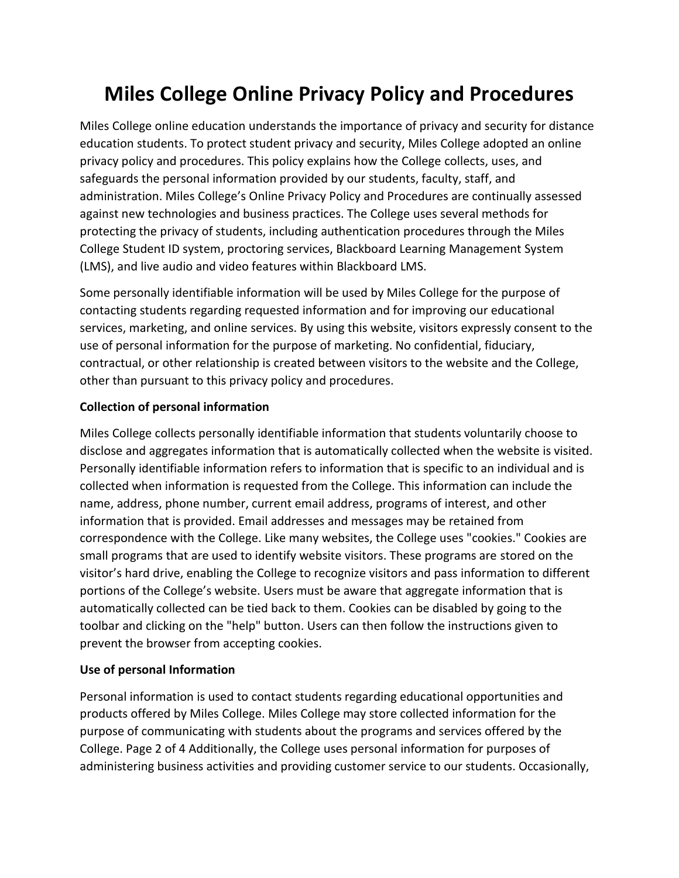# Miles College Online Privacy Policy and Procedures

Miles College online education understands the importance of privacy and security for distance education students. To protect student privacy and security, Miles College adopted an online privacy policy and procedures. This policy explains how the College collects, uses, and safeguards the personal information provided by our students, faculty, staff, and administration. Miles College's Online Privacy Policy and Procedures are continually assessed against new technologies and business practices. The College uses several methods for protecting the privacy of students, including authentication procedures through the Miles College Student ID system, proctoring services, Blackboard Learning Management System (LMS), and live audio and video features within Blackboard LMS.

Some personally identifiable information will be used by Miles College for the purpose of contacting students regarding requested information and for improving our educational services, marketing, and online services. By using this website, visitors expressly consent to the use of personal information for the purpose of marketing. No confidential, fiduciary, contractual, or other relationship is created between visitors to the website and the College, other than pursuant to this privacy policy and procedures.

**Collection of personal information**

Miles College collects personally identifiable information that students voluntarily choose to disclose and aggregates information that is automatically collected when the website is visited. Personally identifiable information refers to information that is specific to an individual and is collected when information is requested from the College. This information can include the name, address, phone number, current email address, programs of interest, and other information that is provided. Email addresses and messages may be retained from correspondence with the College. Like many websites, the College uses "cookies." Cookies are small programs that are used to identify website visitors. These programs are stored on the visitor's hard drive, enabling the College to recognize visitors and pass information to different portions of the College's website. Users must be aware that aggregate information that is automatically collected can be tied back to them. Cookies can be disabled by going to the toolbar and clicking on the "help" button. Users can then follow the instructions given to prevent the browser from accepting cookies.

**Use of personal Information**

Personal information is used to contact students regarding educational opportunities and products offered by Miles College. Miles College may store collected information for the purpose of communicating with students about the programs and services offered by the College. Additionally, the College uses personal information for purposes of administering business activities and providing customer service to our students. Occasionally,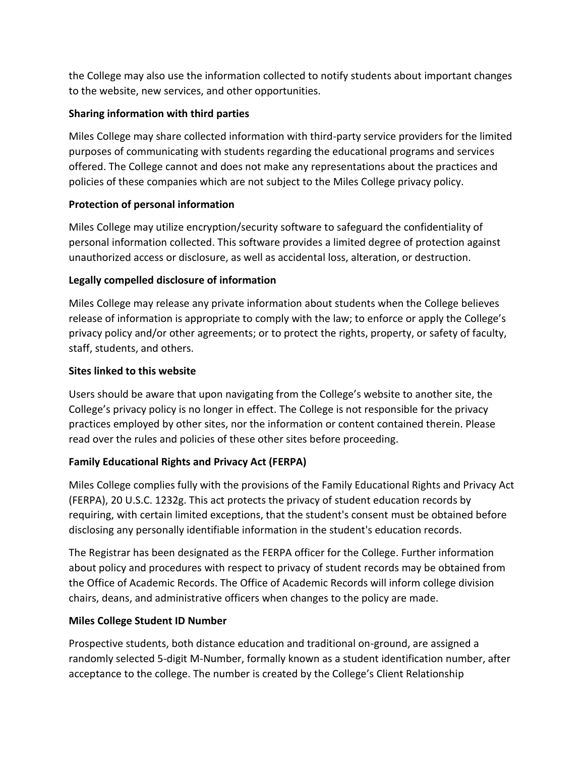the College may also use the information collected to notify students about important changes to the website, new services, and other opportunities.

**Sharing information with third parties**

Miles College may share collected information with third-party service providers for the limited purposes of communicating with students regarding the educational programs and services offered. The College cannot and does not make any representations about the practices and policies of these companies which are not subject to the Miles College privacy policy.

**Protection of personal information**

Miles College may utilize encryption/security software to safeguard the confidentiality of personal information collected. This software provides a limited degree of protection against unauthorized access or disclosure, as well as accidental loss, alteration, or destruction.

**Legally compelled disclosure of information**

Miles College may release any private information about students when the College believes release of information is appropriate to comply with the law; to enforce or apply the College's privacy policy and/or other agreements; or to protect the rights, property, or safety of faculty, staff, students, and others.

**Sites linked to this website**

Users should be aware that upon navigating from the College's website to another site, the College's privacy policy is no longer in effect. The College is not responsible for the privacy practices employed by other sites, nor the information or content contained therein. Please read over the rules and policies of these other sites before proceeding.

**Family Educational Rights and Privacy Act (FERPA)**

Miles College complies fully with the provisions of the Family Educational Rights and Privacy Act (FERPA), 20 U.S.C. 1232g. This act protects the privacy of student education records by requiring, with certain limited exceptions, that the student's consent must be obtained before disclosing any personally identifiable information in the student's education records.

The Registrar has been designated as the FERPA officer for the College. Further information about policy and procedures with respect to privacy of student records may be obtained from the Office of Academic Records. The Office of Academic Records will inform college division chairs, deans, and administrative officers when changes to the policy are made.

**Miles College Student ID Number**

Prospective students, both distance education and traditional on-ground, are assigned a randomly selected 5-digit M-Number, formally known as a student identification number, after acceptance to the college. The number is created by the College's Client Relationship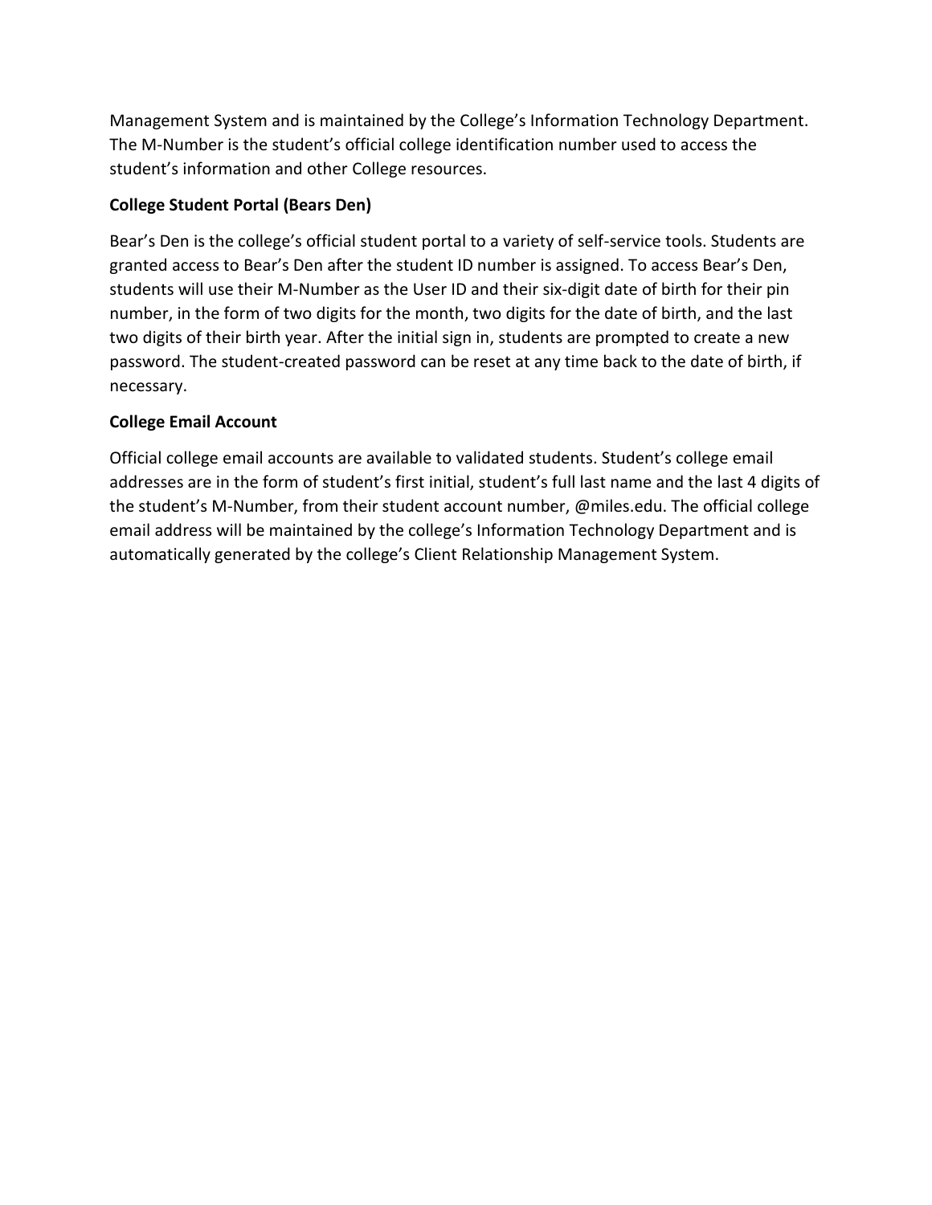Management System and is maintained by the College's Information Technology Department. The M-Number is the student's official college identification number used to access the student's information and other College resources.

**College Student Portal (Bears Den)**

Bear's Den is the college's official student portal to a variety of self-service tools. Students are granted access to Bear's Den after the student ID number is assigned. To access Bear's Den, students will use their M-Number as the User ID and their six-digit date of birth for their pin number, in the form of two digits for the month, two digits for the date of birth, and the last two digits of their birth year. After the initial sign in, students are prompted to create a new password. The student-created password can be reset at any time back to the date of birth, if necessary.

**College Email Account**

Official college email accounts are available to validated students. Student's college email addresses are in the form of student's first initial, student's full last name and the last 4 digits of the student's M-Number, from their student account number, @miles.edu. The official college email address will be maintained by the college's Information Technology Department and is automatically generated by the college's Client Relationship Management System.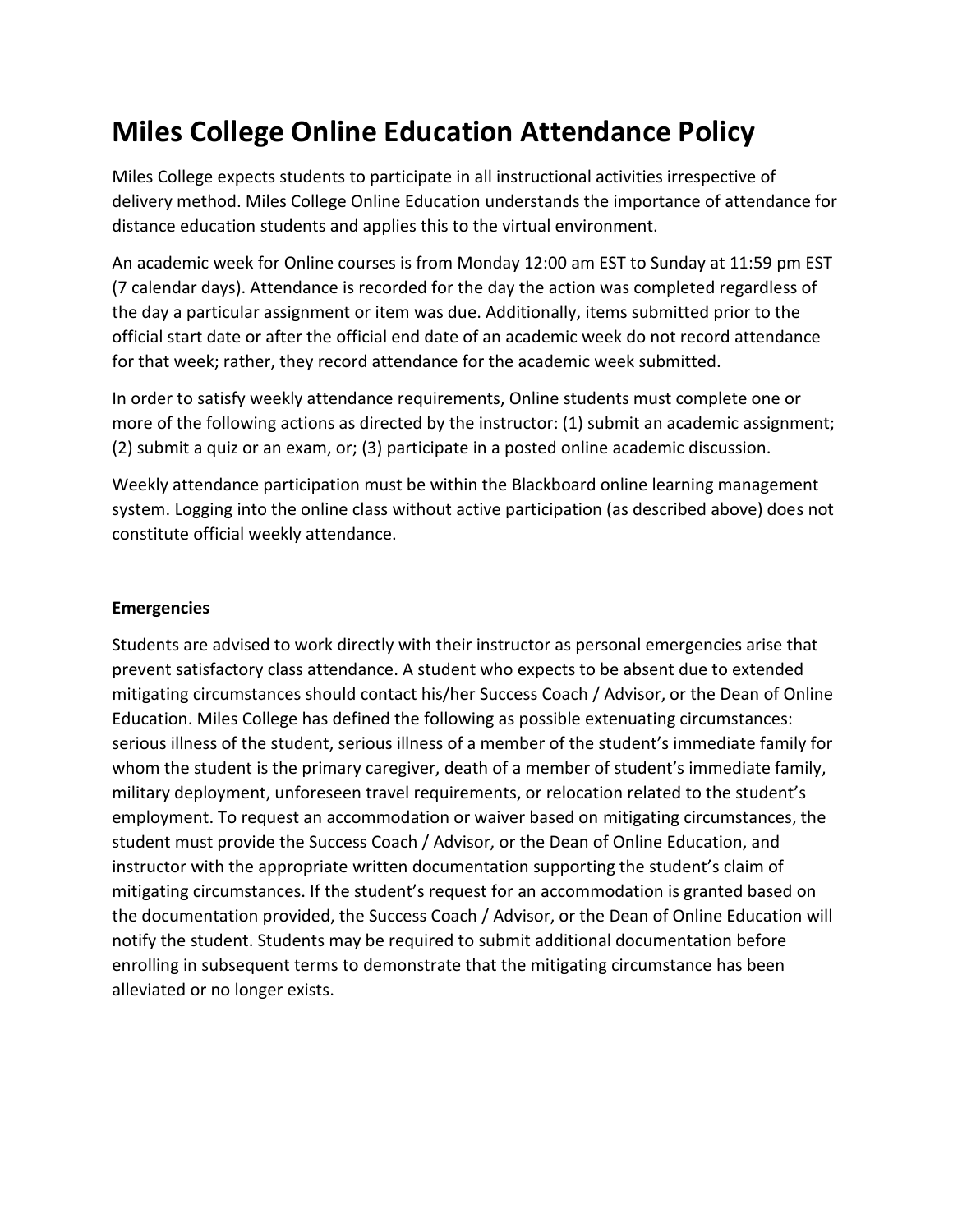# Miles College Online Education Attendance Policy

Miles College expects students to participate in all instructional activities irrespective of delivery method. Miles College Online Education understands the importance of attendance for distance education students and applies this to the virtual environment.

An academic week for Online courses is from Monday 12:00 am EST to Sunday at 11:59 pm EST (7 calendar days). Attendance is recorded for the day the action was completed regardless of the day a particular assignment or item was due. Additionally, items submitted prior to the official start date or after the official end date of an academic week do not record attendance for that week; rather, they record attendance for the academic week submitted.

In order to satisfy weekly attendance requirements, Online students must complete one or more of the following actions as directed by the instructor: (1) submit an academic assignment; (2) submit a quiz or an exam, or; (3) participate in a posted online academic discussion.

Weekly attendance participation must be within the Blackboard online learning management system. Logging into the online class without active participation (as described above) does not constitute official weekly attendance.

**Emergencies**

Students are advised to work directly with their instructor as personal emergencies arise that prevent satisfactory class attendance. A student who expects to be absent due to extended mitigating circumstances should contact his/her Success Coach / Advisor, or the Dean of Online Education. Miles College has defined the following as possible extenuating circumstances: serious illness of the student, serious illness of a member of the student's immediate family for whom the student is the primary caregiver, death of a member of student's immediate family, military deployment, unforeseen travel requirements, or relocation related to the student's employment. To request an accommodation or waiver based on mitigating circumstances, the student must provide the Success Coach / Advisor, or the Dean of Online Education, and instructor with the appropriate written documentation supporting the student's claim of mitigating circumstances. If the student's request for an accommodation is granted based on the documentation provided, the Success Coach / Advisor, or the Dean of Online Education will notify the student. Students may be required to submit additional documentation before enrolling in subsequent terms to demonstrate that the mitigating circumstance has been alleviated or no longer exists.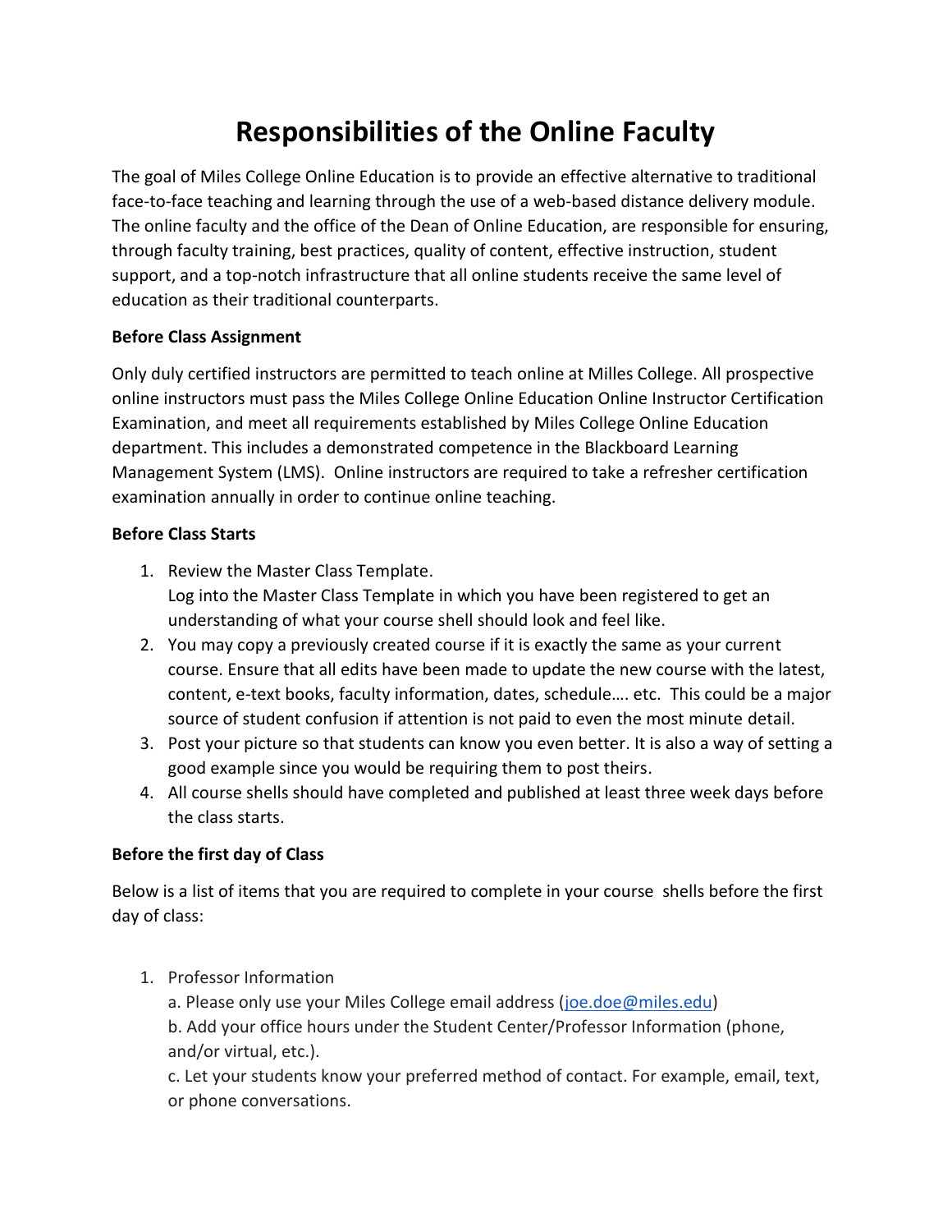# Responsibilities of the Online Faculty

The goal of Miles College Online Education is to provide an effective alternative to traditional face-to-face teaching and learning through the use of a web-based distance delivery module. The online faculty and the office of the Dean of Online Education, are responsible for ensuring, through faculty training, best practices, quality of content, effective instruction, student support, and a top-notch infrastructure that all online students receive the same level of education as their traditional counterparts.

**Before Class Assignment**

Only duly certified instructors are permitted to teach online at Milles College. All prospective online instructors must pass the Miles College Online Education Online Instructor Certification Examination, and meet all requirements established by Miles College Online Education department. This includes a demonstrated competence in the Blackboard Learning Management System (LMS). Online instructors are required to take a refresher certification examination annually in order to continue online teaching.

**Before Class Starts**

1. Review the Master Class Template.
   Log into the Master Class Template in which you have been registered to get an understanding of what your course shell should look and feel like.
2. You may copy a previously created course if it is exactly the same as your current course. Ensure that all edits have been made to update the new course with the latest, content, e-text books, faculty information, dates, schedule…. etc. This could be a major source of student confusion if attention is not paid to even the most minute detail.
3. Post your picture so that students can know you even better. It is also a way of setting a good example since you would be requiring them to post theirs.
4. All course shells should have completed and published at least three week days before the class starts.

**Before the first day of Class**

Below is a list of items that you are required to complete in your course shells before the first day of class:

1. Professor Information
   a. Please only use your Miles College email address (joe.doe@miles.edu)
   b. Add your office hours under the Student Center/Professor Information (phone, and/or virtual, etc.).
   c. Let your students know your preferred method of contact. For example, email, text, or phone conversations.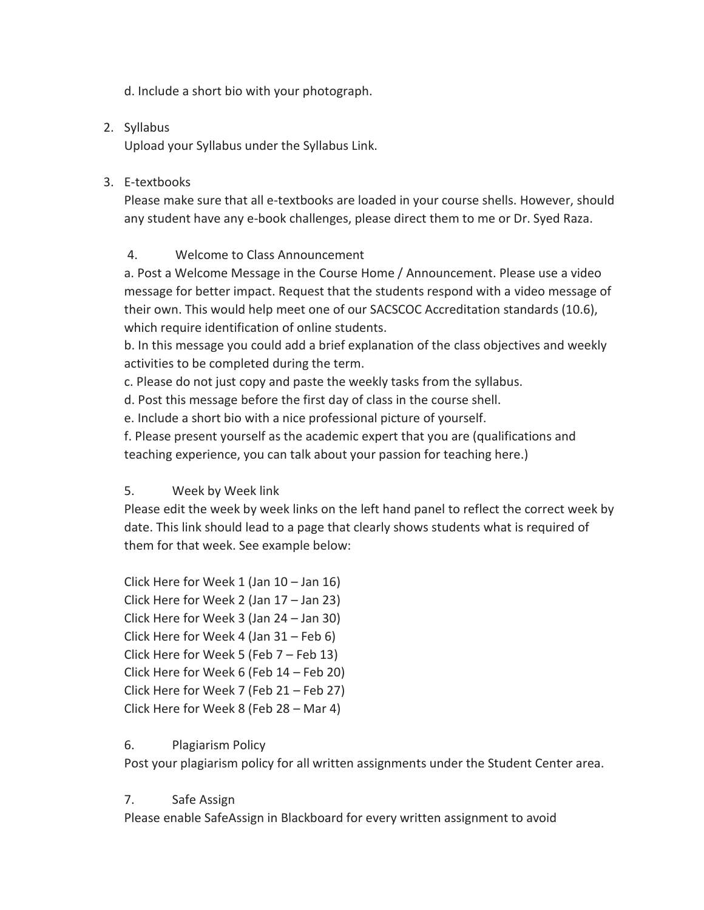d. Include a short bio with your photograph.

2. Syllabus

   Upload your Syllabus under the Syllabus Link.

3. E-textbooks

   Please make sure that all e-textbooks are loaded in your course shells. However, should any student have any e-book challenges, please direct them to me or Dr. Syed Raza.

4. Welcome to Class Announcement

   a. Post a Welcome Message in the Course Home / Announcement. Please use a video message for better impact. Request that the students respond with a video message of their own. This would help meet one of our SACSCOC Accreditation standards (10.6), which require identification of online students.

   b. In this message you could add a brief explanation of the class objectives and weekly activities to be completed during the term.

   c. Please do not just copy and paste the weekly tasks from the syllabus.

   d. Post this message before the first day of class in the course shell.

   e. Include a short bio with a nice professional picture of yourself.

   f. Please present yourself as the academic expert that you are (qualifications and teaching experience, you can talk about your passion for teaching here.)

5. Week by Week link

   Please edit the week by week links on the left hand panel to reflect the correct week by date. This link should lead to a page that clearly shows students what is required of them for that week. See example below:

   Click Here for Week 1 (Jan 10 – Jan 16)
   Click Here for Week 2 (Jan 17 – Jan 23)
   Click Here for Week 3 (Jan 24 – Jan 30)
   Click Here for Week 4 (Jan 31 – Feb 6)
   Click Here for Week 5 (Feb 7 – Feb 13)
   Click Here for Week 6 (Feb 14 – Feb 20)
   Click Here for Week 7 (Feb 21 – Feb 27)
   Click Here for Week 8 (Feb 28 – Mar 4)

6. Plagiarism Policy

   Post your plagiarism policy for all written assignments under the Student Center area.

7. Safe Assign

   Please enable SafeAssign in Blackboard for every written assignment to avoid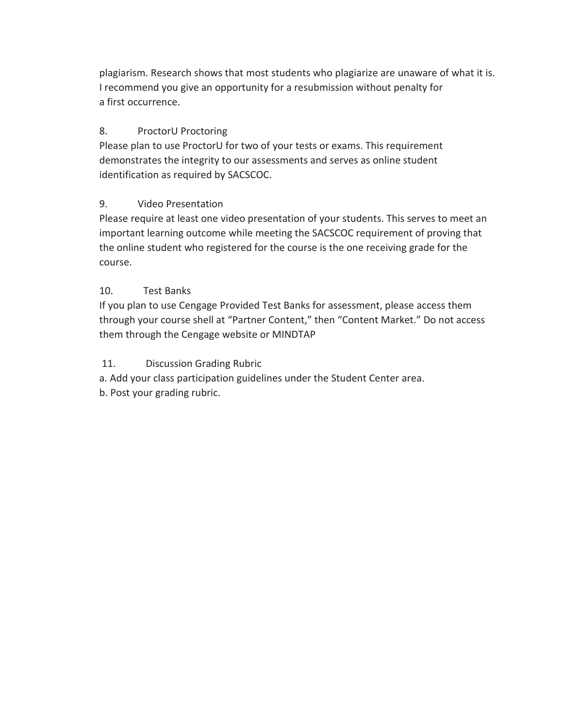plagiarism. Research shows that most students who plagiarize are unaware of what it is. I recommend you give an opportunity for a resubmission without penalty for a first occurrence.

8. ProctorU Proctoring

Please plan to use ProctorU for two of your tests or exams. This requirement demonstrates the integrity to our assessments and serves as online student identification as required by SACSCOC.

9. Video Presentation

Please require at least one video presentation of your students. This serves to meet an important learning outcome while meeting the SACSCOC requirement of proving that the online student who registered for the course is the one receiving grade for the course.

10. Test Banks

If you plan to use Cengage Provided Test Banks for assessment, please access them through your course shell at “Partner Content,” then “Content Market.” Do not access them through the Cengage website or MINDTAP

11. Discussion Grading Rubric

a. Add your class participation guidelines under the Student Center area.
b. Post your grading rubric.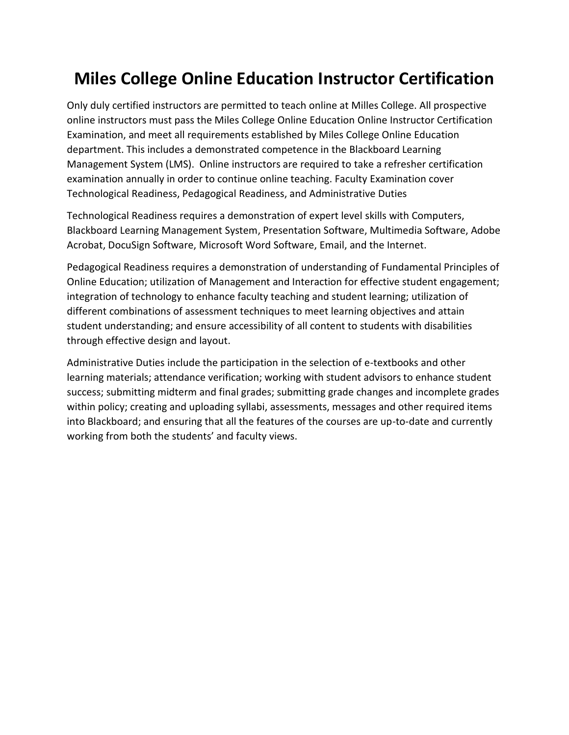# Miles College Online Education Instructor Certification

Only duly certified instructors are permitted to teach online at Milles College. All prospective online instructors must pass the Miles College Online Education Online Instructor Certification Examination, and meet all requirements established by Miles College Online Education department. This includes a demonstrated competence in the Blackboard Learning Management System (LMS). Online instructors are required to take a refresher certification examination annually in order to continue online teaching. Faculty Examination cover Technological Readiness, Pedagogical Readiness, and Administrative Duties

Technological Readiness requires a demonstration of expert level skills with Computers, Blackboard Learning Management System, Presentation Software, Multimedia Software, Adobe Acrobat, DocuSign Software, Microsoft Word Software, Email, and the Internet.

Pedagogical Readiness requires a demonstration of understanding of Fundamental Principles of Online Education; utilization of Management and Interaction for effective student engagement; integration of technology to enhance faculty teaching and student learning; utilization of different combinations of assessment techniques to meet learning objectives and attain student understanding; and ensure accessibility of all content to students with disabilities through effective design and layout.

Administrative Duties include the participation in the selection of e-textbooks and other learning materials; attendance verification; working with student advisors to enhance student success; submitting midterm and final grades; submitting grade changes and incomplete grades within policy; creating and uploading syllabi, assessments, messages and other required items into Blackboard; and ensuring that all the features of the courses are up-to-date and currently working from both the students' and faculty views.